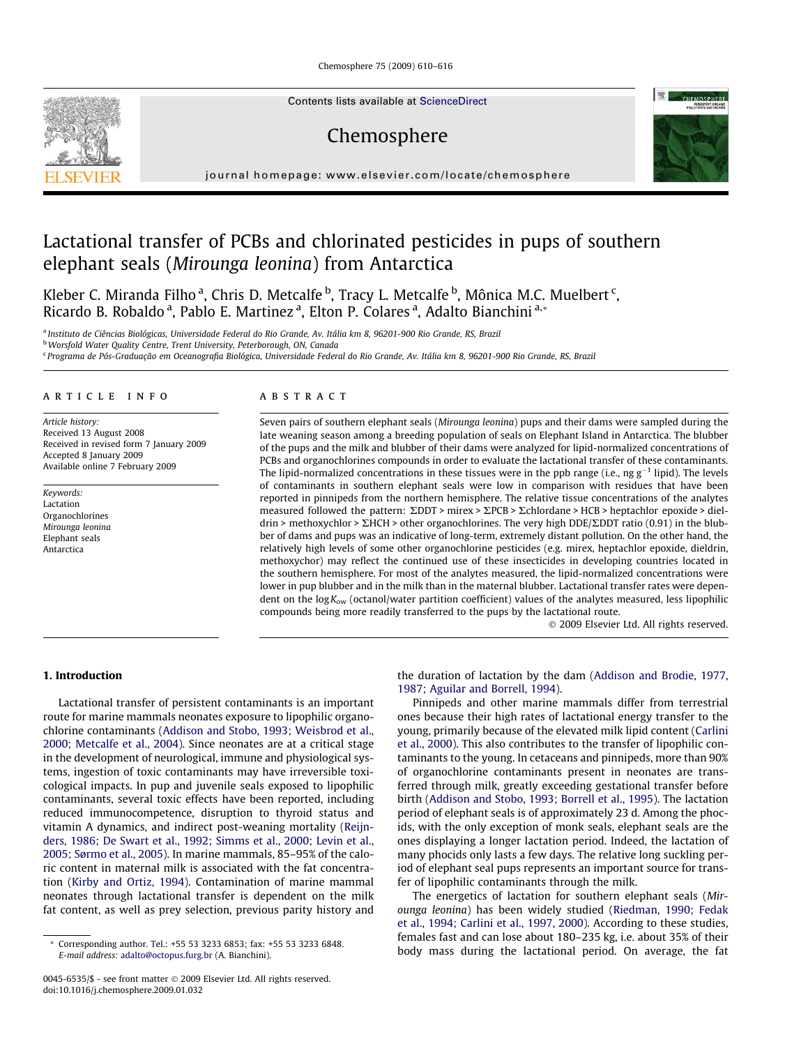# Lactational transfer of PCBs and chlorinated pesticides in pups of southern elephant seals (*Mirounga leonina*) from Antarctica

Kleber C. Miranda Filho [a], Chris D. Metcalfe [b], Tracy L. Metcalfe [b], Mônica M.C. Muelbert [c], Ricardo B. Robaldo [a], Pablo E. Martinez [a], Elton P. Colares [a], Adalto Bianchini [a,*]

[a] Instituto de Ciências Biológicas, Universidade Federal do Rio Grande, Av. Itália km 8, 96201-900 Rio Grande, RS, Brazil
[b] Worsfold Water Quality Centre, Trent University, Peterborough, ON, Canada
[c] Programa de Pós-Graduação em Oceanografia Biológica, Universidade Federal do Rio Grande, Av. Itália km 8, 96201-900 Rio Grande, RS, Brazil

## ARTICLE INFO

*Article history:*
Received 13 August 2008
Received in revised form 7 January 2009
Accepted 8 January 2009
Available online 7 February 2009

*Keywords:*
Lactation
Organochlorines
*Mirounga leonina*
Elephant seals
Antarctica

## ABSTRACT

Seven pairs of southern elephant seals (*Mirounga leonina*) pups and their dams were sampled during the late weaning season among a breeding population of seals on Elephant Island in Antarctica. The blubber of the pups and the milk and blubber of their dams were analyzed for lipid-normalized concentrations of PCBs and organochlorines compounds in order to evaluate the lactational transfer of these contaminants. The lipid-normalized concentrations in these tissues were in the ppb range (i.e., ng $g^{-1}$ lipid). The levels of contaminants in southern elephant seals were low in comparison with residues that have been reported in pinnipeds from the northern hemisphere. The relative tissue concentrations of the analytes measured followed the pattern: ΣDDT > mirex > ΣPCB > Σchlordane > HCB > heptachlor epoxide > dieldrin > methoxychlor > ΣHCH > other organochlorines. The very high DDE/ΣDDT ratio (0.91) in the blubber of dams and pups was an indicative of long-term, extremely distant pollution. On the other hand, the relatively high levels of some other organochlorine pesticides (e.g. mirex, heptachlor epoxide, dieldrin, methoxychor) may reflect the continued use of these insecticides in developing countries located in the southern hemisphere. For most of the analytes measured, the lipid-normalized concentrations were lower in pup blubber and in the milk than in the maternal blubber. Lactational transfer rates were dependent on the $\log K_{ow}$ (octanol/water partition coefficient) values of the analytes measured, less lipophilic compounds being more readily transferred to the pups by the lactational route.

© 2009 Elsevier Ltd. All rights reserved.

## 1. Introduction

Lactational transfer of persistent contaminants is an important route for marine mammals neonates exposure to lipophilic organochlorine contaminants (Addison and Stobo, 1993; Weisbrod et al., 2000; Metcalfe et al., 2004). Since neonates are at a critical stage in the development of neurological, immune and physiological systems, ingestion of toxic contaminants may have irreversible toxicological impacts. In pup and juvenile seals exposed to lipophilic contaminants, several toxic effects have been reported, including reduced immunocompetence, disruption to thyroid status and vitamin A dynamics, and indirect post-weaning mortality (Reijnders, 1986; De Swart et al., 1992; Simms et al., 2000; Levin et al., 2005; Sørmo et al., 2005). In marine mammals, 85–95% of the caloric content in maternal milk is associated with the fat concentration (Kirby and Ortiz, 1994). Contamination of marine mammal neonates through lactational transfer is dependent on the milk fat content, as well as prey selection, previous parity history and the duration of lactation by the dam (Addison and Brodie, 1977, 1987; Aguilar and Borrell, 1994).

Pinnipeds and other marine mammals differ from terrestrial ones because their high rates of lactational energy transfer to the young, primarily because of the elevated milk lipid content (Carlini et al., 2000). This also contributes to the transfer of lipophilic contaminants to the young. In cetaceans and pinnipeds, more than 90% of organochlorine contaminants present in neonates are transferred through milk, greatly exceeding gestational transfer before birth (Addison and Stobo, 1993; Borrell et al., 1995). The lactation period of elephant seals is of approximately 23 d. Among the phocids, with the only exception of monk seals, elephant seals are the ones displaying a longer lactation period. Indeed, the lactation of many phocids only lasts a few days. The relative long suckling period of elephant seal pups represents an important source for transfer of lipophilic contaminants through the milk.

The energetics of lactation for southern elephant seals (*Mirounga leonina*) has been widely studied (Riedman, 1990; Fedak et al., 1994; Carlini et al., 1997, 2000). According to these studies, females fast and can lose about 180–235 kg, i.e. about 35% of their body mass during the lactational period. On average, the fat

* Corresponding author. Tel.: +55 53 3233 6853; fax: +55 53 3233 6848.
*E-mail address:* adalto@octopus.furg.br (A. Bianchini).

0045-6535/$ - see front matter © 2009 Elsevier Ltd. All rights reserved.
doi:10.1016/j.chemosphere.2009.01.032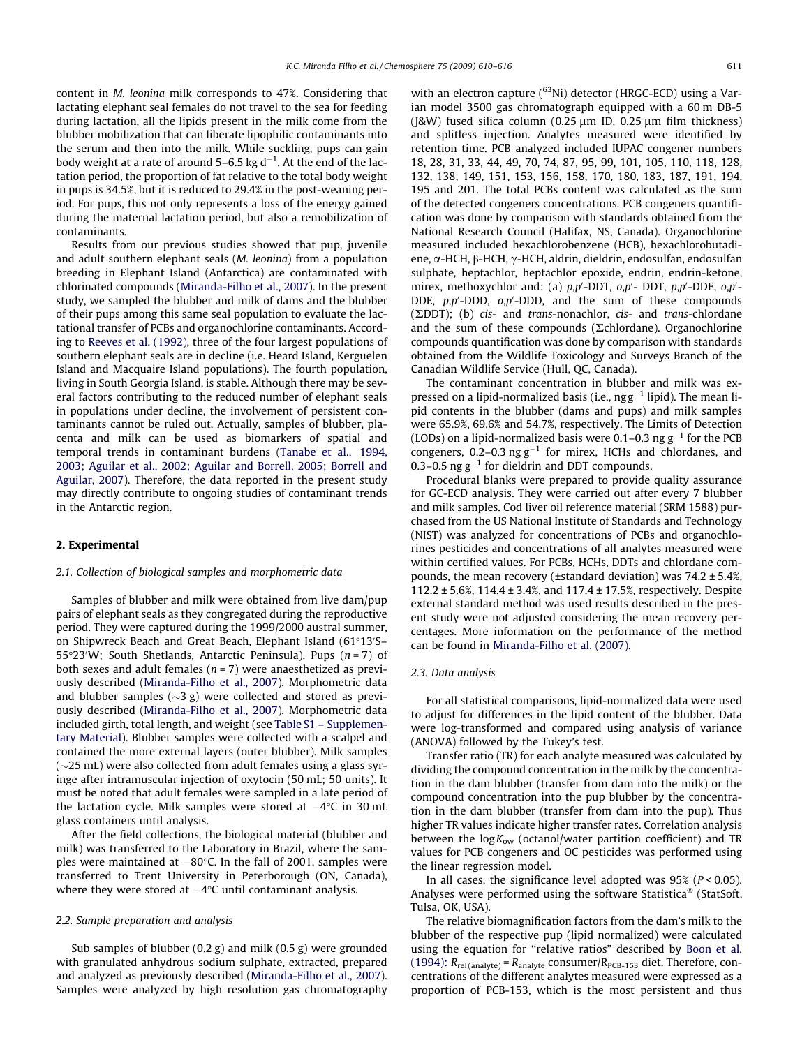content in *M. leonina* milk corresponds to 47%. Considering that lactating elephant seal females do not travel to the sea for feeding during lactation, all the lipids present in the milk come from the blubber mobilization that can liberate lipophilic contaminants into the serum and then into the milk. While suckling, pups can gain body weight at a rate of around 5–6.5 kg $d^{-1}$. At the end of the lactation period, the proportion of fat relative to the total body weight in pups is 34.5%, but it is reduced to 29.4% in the post-weaning period. For pups, this not only represents a loss of the energy gained during the maternal lactation period, but also a remobilization of contaminants.

Results from our previous studies showed that pup, juvenile and adult southern elephant seals (*M. leonina*) from a population breeding in Elephant Island (Antarctica) are contaminated with chlorinated compounds (Miranda-Filho et al., 2007). In the present study, we sampled the blubber and milk of dams and the blubber of their pups among this same seal population to evaluate the lactational transfer of PCBs and organochlorine contaminants. According to Reeves et al. (1992), three of the four largest populations of southern elephant seals are in decline (i.e. Heard Island, Kerguelen Island and Macquaire Island populations). The fourth population, living in South Georgia Island, is stable. Although there may be several factors contributing to the reduced number of elephant seals in populations under decline, the involvement of persistent contaminants cannot be ruled out. Actually, samples of blubber, placenta and milk can be used as biomarkers of spatial and temporal trends in contaminant burdens (Tanabe et al., 1994, 2003; Aguilar et al., 2002; Aguilar and Borrell, 2005; Borrell and Aguilar, 2007). Therefore, the data reported in the present study may directly contribute to ongoing studies of contaminant trends in the Antarctic region.

## 2. Experimental

### 2.1. Collection of biological samples and morphometric data

Samples of blubber and milk were obtained from live dam/pup pairs of elephant seals as they congregated during the reproductive period. They were captured during the 1999/2000 austral summer, on Shipwreck Beach and Great Beach, Elephant Island (61°13′S–55°23′W; South Shetlands, Antarctic Peninsula). Pups ($n = 7$) of both sexes and adult females ($n = 7$) were anaesthetized as previously described (Miranda-Filho et al., 2007). Morphometric data and blubber samples (~3 g) were collected and stored as previously described (Miranda-Filho et al., 2007). Morphometric data included girth, total length, and weight (see Table S1 – Supplementary Material). Blubber samples were collected with a scalpel and contained the more external layers (outer blubber). Milk samples (~25 mL) were also collected from adult females using a glass syringe after intramuscular injection of oxytocin (50 mL; 50 units). It must be noted that adult females were sampled in a late period of the lactation cycle. Milk samples were stored at −4°C in 30 mL glass containers until analysis.

After the field collections, the biological material (blubber and milk) was transferred to the Laboratory in Brazil, where the samples were maintained at −80°C. In the fall of 2001, samples were transferred to Trent University in Peterborough (ON, Canada), where they were stored at −4°C until contaminant analysis.

### 2.2. Sample preparation and analysis

Sub samples of blubber (0.2 g) and milk (0.5 g) were grounded with granulated anhydrous sodium sulphate, extracted, prepared and analyzed as previously described (Miranda-Filho et al., 2007). Samples were analyzed by high resolution gas chromatography with an electron capture ($^{63}Ni$) detector (HRGC-ECD) using a Varian model 3500 gas chromatograph equipped with a 60 m DB-5 (J&W) fused silica column (0.25 μm ID, 0.25 μm film thickness) and splitless injection. Analytes measured were identified by retention time. PCB analyzed included IUPAC congener numbers 18, 28, 31, 33, 44, 49, 70, 74, 87, 95, 99, 101, 105, 110, 118, 128, 132, 138, 149, 151, 153, 156, 158, 170, 180, 183, 187, 191, 194, 195 and 201. The total PCBs content was calculated as the sum of the detected congeners concentrations. PCB congeners quantification was done by comparison with standards obtained from the National Research Council (Halifax, NS, Canada). Organochlorine measured included hexachlorobenzene (HCB), hexachlorobutadiene, α-HCH, β-HCH, γ-HCH, aldrin, dieldrin, endosulfan, endosulfan sulphate, heptachlor, heptachlor epoxide, endrin, endrin-ketone, mirex, methoxychlor and: (a) *p,p′*-DDT, *o,p′*- DDT, *p,p′*-DDE, *o,p′*-DDE, *p,p′*-DDD, *o,p′*-DDD, and the sum of these compounds (ΣDDT); (b) *cis*- and *trans*-nonachlor, *cis*- and *trans*-chlordane and the sum of these compounds (Σchlordane). Organochlorine compounds quantification was done by comparison with standards obtained from the Wildlife Toxicology and Surveys Branch of the Canadian Wildlife Service (Hull, QC, Canada).

The contaminant concentration in blubber and milk was expressed on a lipid-normalized basis (i.e., ng $g^{-1}$ lipid). The mean lipid contents in the blubber (dams and pups) and milk samples were 65.9%, 69.6% and 54.7%, respectively. The Limits of Detection (LODs) on a lipid-normalized basis were 0.1–0.3 ng $g^{-1}$ for the PCB congeners, 0.2–0.3 ng $g^{-1}$ for mirex, HCHs and chlordanes, and 0.3–0.5 ng $g^{-1}$ for dieldrin and DDT compounds.

Procedural blanks were prepared to provide quality assurance for GC-ECD analysis. They were carried out after every 7 blubber and milk samples. Cod liver oil reference material (SRM 1588) purchased from the US National Institute of Standards and Technology (NIST) was analyzed for concentrations of PCBs and organochlorines pesticides and concentrations of all analytes measured were within certified values. For PCBs, HCHs, DDTs and chlordane compounds, the mean recovery (±standard deviation) was 74.2 ± 5.4%, 112.2 ± 5.6%, 114.4 ± 3.4%, and 117.4 ± 17.5%, respectively. Despite external standard method was used results described in the present study were not adjusted considering the mean recovery percentages. More information on the performance of the method can be found in Miranda-Filho et al. (2007).

### 2.3. Data analysis

For all statistical comparisons, lipid-normalized data were used to adjust for differences in the lipid content of the blubber. Data were log-transformed and compared using analysis of variance (ANOVA) followed by the Tukey's test.

Transfer ratio (TR) for each analyte measured was calculated by dividing the compound concentration in the milk by the concentration in the dam blubber (transfer from dam into the milk) or the compound concentration into the pup blubber by the concentration in the dam blubber (transfer from dam into the pup). Thus higher TR values indicate higher transfer rates. Correlation analysis between the $\log K_{ow}$ (octanol/water partition coefficient) and TR values for PCB congeners and OC pesticides was performed using the linear regression model.

In all cases, the significance level adopted was 95% ($P < 0.05$). Analyses were performed using the software Statistica® (StatSoft, Tulsa, OK, USA).

The relative biomagnification factors from the dam's milk to the blubber of the respective pup (lipid normalized) were calculated using the equation for "relative ratios" described by Boon et al. (1994): $R_{rel(analyte)} = R_{analyte}$ consumer/$R_{PCB-153}$ diet. Therefore, concentrations of the different analytes measured were expressed as a proportion of PCB-153, which is the most persistent and thus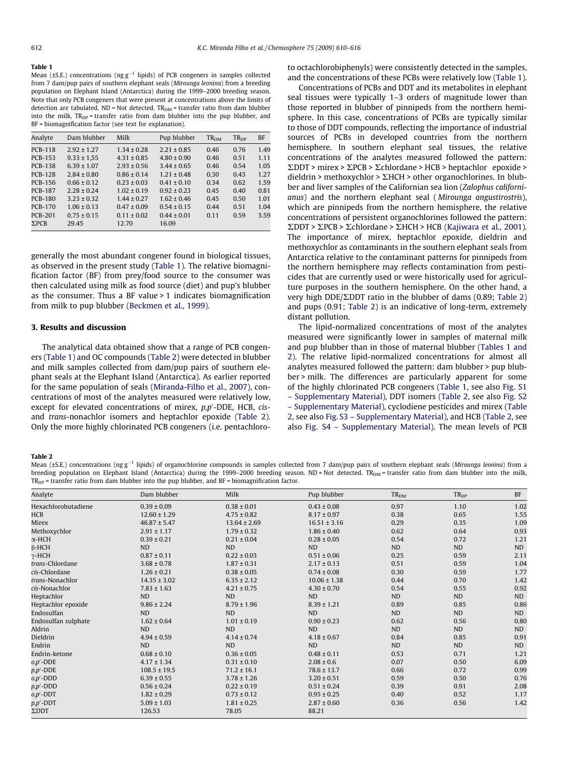**Table 1**
Mean (±S.E.) concentrations (ng g$^{-1}$ lipids) of PCB congeners in samples collected from 7 dam/pup pairs of southern elephant seals (*Mirounga leonina*) from a breeding population on Elephant Island (Antarctica) during the 1999–2000 breeding season. Note that only PCB congeners that were present at concentrations above the limits of detection are tabulated. ND = Not detected. $TR_{DM}$ = transfer ratio from dam blubber into the milk, $TR_{DP}$ = transfer ratio from dam blubber into the pup blubber, and BF = biomagnification factor (see text for explanation).

| Analyte | Dam blubber | Milk | Pup blubber | $TR_{DM}$ | $TR_{DP}$ | BF |
|---|---|---|---|---|---|---|
| PCB-118 | 2.92 ± 1.27 | 1.34 ± 0.28 | 2.21 ± 0.85 | 0.46 | 0.76 | 1.49 |
| PCB-153 | 9.33 ± 1,55 | 4.31 ± 0.85 | 4.80 ± 0.90 | 0.46 | 0.51 | 1.11 |
| PCB-138 | 6.39 ± 1.07 | 2.93 ± 0.56 | 3.44 ± 0.65 | 0.46 | 0.54 | 1.05 |
| PCB-128 | 2.84 ± 0.80 | 0.86 ± 0.14 | 1.21 ± 0.48 | 0.30 | 0.43 | 1.27 |
| PCB-156 | 0.66 ± 0.12 | 0.23 ± 0.03 | 0.41 ± 0.10 | 0.34 | 0.62 | 1.59 |
| PCB-187 | 2.28 ± 0.24 | 1.02 ± 0.19 | 0.92 ± 0.23 | 0.45 | 0.40 | 0.81 |
| PCB-180 | 3.23 ± 0.32 | 1.44 ± 0.27 | 1.62 ± 0.46 | 0.45 | 0.50 | 1.01 |
| PCB-170 | 1.06 ± 0.13 | 0.47 ± 0.09 | 0.54 ± 0.15 | 0.44 | 0.51 | 1.04 |
| PCB-201 | 0.75 ± 0.15 | 0.11 ± 0.02 | 0.44 ± 0.01 | 0.11 | 0.59 | 3.59 |
| ΣPCB | 29.45 | 12.70 | 16.09 | | | |

generally the most abundant congener found in biological tissues, as observed in the present study (Table 1). The relative biomagnification factor (BF) from prey/food source to the consumer was then calculated using milk as food source (diet) and pup's blubber as the consumer. Thus a BF value > 1 indicates biomagnification from milk to pup blubber (Beckmen et al., 1999).

## 3. Results and discussion

The analytical data obtained show that a range of PCB congeners (Table 1) and OC compounds (Table 2) were detected in blubber and milk samples collected from dam/pup pairs of southern elephant seals at the Elephant Island (Antarctica). As earlier reported for the same population of seals (Miranda-Filho et al., 2007), concentrations of most of the analytes measured were relatively low, except for elevated concentrations of mirex, *p,p′*-DDE, HCB, *cis*- and *trans*-nonachlor isomers and heptachlor epoxide (Table 2). Only the more highly chlorinated PCB congeners (i.e. pentachloro- to octachlorobiphenyls) were consistently detected in the samples, and the concentrations of these PCBs were relatively low (Table 1).

Concentrations of PCBs and DDT and its metabolites in elephant seal tissues were typically 1–3 orders of magnitude lower than those reported in blubber of pinnipeds from the northern hemisphere. In this case, concentrations of PCBs are typically similar to those of DDT compounds, reflecting the importance of industrial sources of PCBs in developed countries from the northern hemisphere. In southern elephant seal tissues, the relative concentrations of the analytes measured followed the pattern: ΣDDT > mirex > ΣPCB > Σchlordane > HCB > heptachlor epoxide > dieldrin > methoxychlor > ΣHCH > other organochlorines. In blubber and liver samples of the Californian sea lion (*Zalophus californianus*) and the northern elephant seal (*Mirounga angustirostris*), which are pinnipeds from the northern hemisphere, the relative concentrations of persistent organochlorines followed the pattern: ΣDDT > ΣPCB > Σchlordane > ΣHCH > HCB (Kajiwara et al., 2001). The importance of mirex, heptachlor epoxide, dieldrin and methoxychlor as contaminants in the southern elephant seals from Antarctica relative to the contaminant patterns for pinnipeds from the northern hemisphere may reflects contamination from pesticides that are currently used or were historically used for agriculture purposes in the southern hemisphere. On the other hand, a very high DDE/ΣDDT ratio in the blubber of dams (0.89; Table 2) and pups (0.91; Table 2) is an indicative of long-term, extremely distant pollution.

The lipid-normalized concentrations of most of the analytes measured were significantly lower in samples of maternal milk and pup blubber than in those of maternal blubber (Tables 1 and 2). The relative lipid-normalized concentrations for almost all analytes measured followed the pattern: dam blubber > pup blubber > milk. The differences are particularly apparent for some of the highly chlorinated PCB congeners (Table 1, see also Fig. S1 – Supplementary Material), DDT isomers (Table 2, see also Fig. S2 – Supplementary Material), cyclodiene pesticides and mirex (Table 2, see also Fig. S3 – Supplementary Material), and HCB (Table 2, see also Fig. S4 – Supplementary Material). The mean levels of PCB

**Table 2**
Mean (±S.E.) concentrations (ng g$^{-1}$ lipids) of organochlorine compounds in samples collected from 7 dam/pup pairs of southern elephant seals (*Mirounga leonina*) from a breeding population on Elephant Island (Antarctica) during the 1999–2000 breeding season. ND = Not detected. $TR_{DM}$ = transfer ratio from dam blubber into the milk, $TR_{DP}$ = transfer ratio from dam blubber into the pup blubber, and BF = biomagnification factor.

| Analyte | Dam blubber | Milk | Pup blubber | $TR_{DM}$ | $TR_{DP}$ | BF |
|---|---|---|---|---|---|---|
| Hexachlorobutadiene | 0.39 ± 0.09 | 0.38 ± 0.01 | 0.43 ± 0.08 | 0.97 | 1.10 | 1.02 |
| HCB | 12.60 ± 1.29 | 4.75 ± 0.82 | 8.17 ± 0.97 | 0.38 | 0.65 | 1.55 |
| Mirex | 46.87 ± 5.47 | 13.64 ± 2.69 | 16.51 ± 3.16 | 0.29 | 0.35 | 1.09 |
| Methoxychlor | 2.91 ± 1.17 | 1.79 ± 0.32 | 1.86 ± 0.40 | 0.62 | 0.64 | 0.93 |
| α-HCH | 0.39 ± 0.21 | 0.21 ± 0.04 | 0.28 ± 0.05 | 0.54 | 0.72 | 1.21 |
| β-HCH | ND | ND | ND | ND | ND | ND |
| γ-HCH | 0.87 ± 0.11 | 0.22 ± 0.03 | 0.51 ± 0.06 | 0.25 | 0.59 | 2.11 |
| *trans*-Chlordane | 3.68 ± 0.78 | 1.87 ± 0.31 | 2.17 ± 0.13 | 0.51 | 0.59 | 1.04 |
| *cis*-Chlordane | 1.26 ± 0.21 | 0.38 ± 0.05 | 0.74 ± 0.08 | 0.30 | 0.59 | 1.77 |
| *trans*-Nonachlor | 14.35 ± 3.02 | 6.35 ± 2.12 | 10.06 ± 1.38 | 0.44 | 0.70 | 1.42 |
| *cis*-Nonachlor | 7.83 ± 1.63 | 4.21 ± 0.75 | 4.30 ± 0.70 | 0.54 | 0.55 | 0.92 |
| Heptachlor | ND | ND | ND | ND | ND | ND |
| Heptachlor epoxide | 9.86 ± 2.24 | 8.79 ± 1.96 | 8.39 ± 1.21 | 0.89 | 0.85 | 0.86 |
| Endosulfan | ND | ND | ND | ND | ND | ND |
| Endosulfan sulphate | 1.62 ± 0.64 | 1.01 ± 0.19 | 0.90 ± 0.23 | 0.62 | 0.56 | 0.80 |
| Aldrin | ND | ND | ND | ND | ND | ND |
| Dieldrin | 4.94 ± 0.59 | 4.14 ± 0.74 | 4.18 ± 0.67 | 0.84 | 0.85 | 0.91 |
| Endrin | ND | ND | ND | ND | ND | ND |
| Endrin-ketone | 0.68 ± 0.10 | 0.36 ± 0.05 | 0.48 ± 0.11 | 0.53 | 0.71 | 1.21 |
| *o,p′*-DDE | 4.17 ± 1.34 | 0.31 ± 0.10 | 2.08 ± 0.6 | 0.07 | 0.50 | 6.09 |
| *p,p′*-DDE | 108.5 ± 19.5 | 71.2 ± 16.1 | 78.6 ± 13.7 | 0.66 | 0.72 | 0.99 |
| *o,p′*-DDD | 6.39 ± 0.55 | 3.78 ± 1.26 | 3.20 ± 0.51 | 0.59 | 0.50 | 0.76 |
| *p,p′*-DDD | 0.56 ± 0.24 | 0.22 ± 0.19 | 0.51 ± 0.24 | 0.39 | 0.91 | 2.08 |
| *o,p′*-DDT | 1.82 ± 0.29 | 0.73 ± 0.12 | 0.95 ± 0.25 | 0.40 | 0.52 | 1.17 |
| *p,p′*-DDT | 5.09 ± 1.03 | 1.81 ± 0.25 | 2.87 ± 0.60 | 0.36 | 0.56 | 1.42 |
| ΣDDT | 126.53 | 78.05 | 88.21 | | | |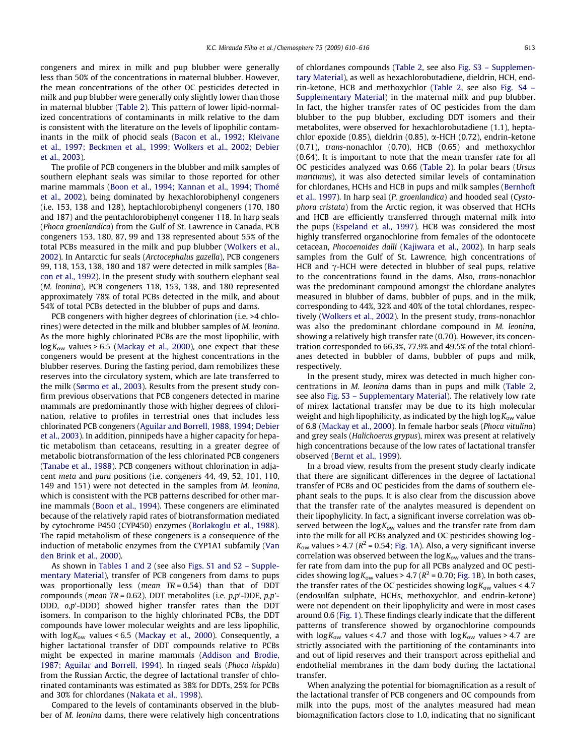congeners and mirex in milk and pup blubber were generally less than 50% of the concentrations in maternal blubber. However, the mean concentrations of the other OC pesticides detected in milk and pup blubber were generally only slightly lower than those in maternal blubber (Table 2). This pattern of lower lipid-normalized concentrations of contaminants in milk relative to the dam is consistent with the literature on the levels of lipophilic contaminants in the milk of phocid seals (Bacon et al., 1992; Kleivane et al., 1997; Beckmen et al., 1999; Wolkers et al., 2002; Debier et al., 2003).

The profile of PCB congeners in the blubber and milk samples of southern elephant seals was similar to those reported for other marine mammals (Boon et al., 1994; Kannan et al., 1994; Thomé et al., 2002), being dominated by hexachlorobiphenyl congeners (i.e. 153, 138 and 128), heptachlorobiphenyl congeners (170, 180 and 187) and the pentachlorobiphenyl congener 118. In harp seals (*Phoca groenlandica*) from the Gulf of St. Lawrence in Canada, PCB congeners 153, 180, 87, 99 and 138 represented about 55% of the total PCBs measured in the milk and pup blubber (Wolkers et al., 2002). In Antarctic fur seals (*Arctocephalus gazella*), PCB congeners 99, 118, 153, 138, 180 and 187 were detected in milk samples (Bacon et al., 1992). In the present study with southern elephant seal (*M. leonina*), PCB congeners 118, 153, 138, and 180 represented approximately 78% of total PCBs detected in the milk, and about 54% of total PCBs detected in the blubber of pups and dams.

PCB congeners with higher degrees of chlorination (i.e. >4 chlorines) were detected in the milk and blubber samples of *M. leonina*. As the more highly chlorinated PCBs are the most lipophilic, with $\log K_{ow}$ values > 6.5 (Mackay et al., 2000), one expect that these congeners would be present at the highest concentrations in the blubber reserves. During the fasting period, dam remobilizes these reserves into the circulatory system, which are late transferred to the milk (Sørmo et al., 2003). Results from the present study confirm previous observations that PCB congeners detected in marine mammals are predominantly those with higher degrees of chlorination, relative to profiles in terrestrial ones that includes less chlorinated PCB congeners (Aguilar and Borrell, 1988, 1994; Debier et al., 2003). In addition, pinnipeds have a higher capacity for hepatic metabolism than cetaceans, resulting in a greater degree of metabolic biotransformation of the less chlorinated PCB congeners (Tanabe et al., 1988). PCB congeners without chlorination in adjacent *meta* and *para* positions (i.e. congeners 44, 49, 52, 101, 110, 149 and 151) were not detected in the samples from *M. leonina*, which is consistent with the PCB patterns described for other marine mammals (Boon et al., 1994). These congeners are eliminated because of the relatively rapid rates of biotransformation mediated by cytochrome P450 (CYP450) enzymes (Borlakoglu et al., 1988). The rapid metabolism of these congeners is a consequence of the induction of metabolic enzymes from the CYP1A1 subfamily (Van den Brink et al., 2000).

As shown in Tables 1 and 2 (see also Figs. S1 and S2 – Supplementary Material), transfer of PCB congeners from dams to pups was proportionally less (*mean TR* = 0.54) than that of DDT compounds (*mean TR* = 0.62). DDT metabolites (i.e. *p,p*′-DDE, *p,p*′-DDD, *o,p*′-DDD) showed higher transfer rates than the DDT isomers. In comparison to the highly chlorinated PCBs, the DDT compounds have lower molecular weights and are less lipophilic, with $\log K_{ow}$ values < 6.5 (Mackay et al., 2000). Consequently, a higher lactational transfer of DDT compounds relative to PCBs might be expected in marine mammals (Addison and Brodie, 1987; Aguilar and Borrell, 1994). In ringed seals (*Phoca hispida*) from the Russian Arctic, the degree of lactational transfer of chlorinated contaminants was estimated as 38% for DDTs, 25% for PCBs and 30% for chlordanes (Nakata et al., 1998).

Compared to the levels of contaminants observed in the blubber of *M. leonina* dams, there were relatively high concentrations of chlordanes compounds (Table 2, see also Fig. S3 – Supplementary Material), as well as hexachlorobutadiene, dieldrin, HCH, endrin-ketone, HCB and methoxychlor (Table 2, see also Fig. S4 – Supplementary Material) in the maternal milk and pup blubber. In fact, the higher transfer rates of OC pesticides from the dam blubber to the pup blubber, excluding DDT isomers and their metabolites, were observed for hexachlorobutadiene (1.1), heptachlor epoxide (0.85), dieldrin (0.85), α-HCH (0.72), endrin-ketone (0.71), *trans*-nonachlor (0.70), HCB (0.65) and methoxychlor (0.64). It is important to note that the mean transfer rate for all OC pesticides analyzed was 0.66 (Table 2). In polar bears (*Ursus maritimus*), it was also detected similar levels of contamination for chlordanes, HCHs and HCB in pups and milk samples (Bernhoft et al., 1997). In harp seal (*P. groenlandica*) and hooded seal (*Cystophora cristata*) from the Arctic region, it was observed that HCHs and HCB are efficiently transferred through maternal milk into the pups (Espeland et al., 1997). HCB was considered the most highly transferred organochlorine from females of the odontocete cetacean, *Phocoenoides dalli* (Kajiwara et al., 2002). In harp seals samples from the Gulf of St. Lawrence, high concentrations of HCB and γ-HCH were detected in blubber of seal pups, relative to the concentrations found in the dams. Also, *trans*-nonachlor was the predominant compound amongst the chlordane analytes measured in blubber of dams, bubbler of pups, and in the milk, corresponding to 44%, 32% and 40% of the total chlordanes, respectively (Wolkers et al., 2002). In the present study, *trans*-nonachlor was also the predominant chlordane compound in *M. leonina*, showing a relatively high transfer rate (0.70). However, its concentration corresponded to 66.3%, 77.9% and 49.5% of the total chlordanes detected in bubbler of dams, bubbler of pups and milk, respectively.

In the present study, mirex was detected in much higher concentrations in *M. leonina* dams than in pups and milk (Table 2, see also Fig. S3 – Supplementary Material). The relatively low rate of mirex lactational transfer may be due to its high molecular weight and high lipophilicity, as indicated by the high $\log K_{ow}$ value of 6.8 (Mackay et al., 2000). In female harbor seals (*Phoca vitulina*) and grey seals (*Halichoerus grypus*), mirex was present at relatively high concentrations because of the low rates of lactational transfer observed (Bernt et al., 1999).

In a broad view, results from the present study clearly indicate that there are significant differences in the degree of lactational transfer of PCBs and OC pesticides from the dams of southern elephant seals to the pups. It is also clear from the discussion above that the transfer rate of the analytes measured is dependent on their lipophylicity. In fact, a significant inverse correlation was observed between the $\log K_{ow}$ values and the transfer rate from dam into the milk for all PCBs analyzed and OC pesticides showing $\log K_{ow}$ values > 4.7 ($R^2$ = 0.54; Fig. 1A). Also, a very significant inverse correlation was observed between the $\log K_{ow}$ values and the transfer rate from dam into the pup for all PCBs analyzed and OC pesticides showing $\log K_{ow}$ values > 4.7 ($R^2$ = 0.70; Fig. 1B). In both cases, the transfer rates of the OC pesticides showing $\log K_{ow}$ values < 4.7 (endosulfan sulphate, HCHs, methoxychlor, and endrin-ketone) were not dependent on their lipophylicity and were in most cases around 0.6 (Fig. 1). These findings clearly indicate that the different patterns of transference showed by organochlorine compounds with $\log K_{ow}$ values < 4.7 and those with $\log K_{ow}$ values > 4.7 are strictly associated with the partitioning of the contaminants into and out of lipid reserves and their transport across epithelial and endothelial membranes in the dam body during the lactational transfer.

When analyzing the potential for biomagnification as a result of the lactational transfer of PCB congeners and OC compounds from milk into the pups, most of the analytes measured had mean biomagnification factors close to 1.0, indicating that no significant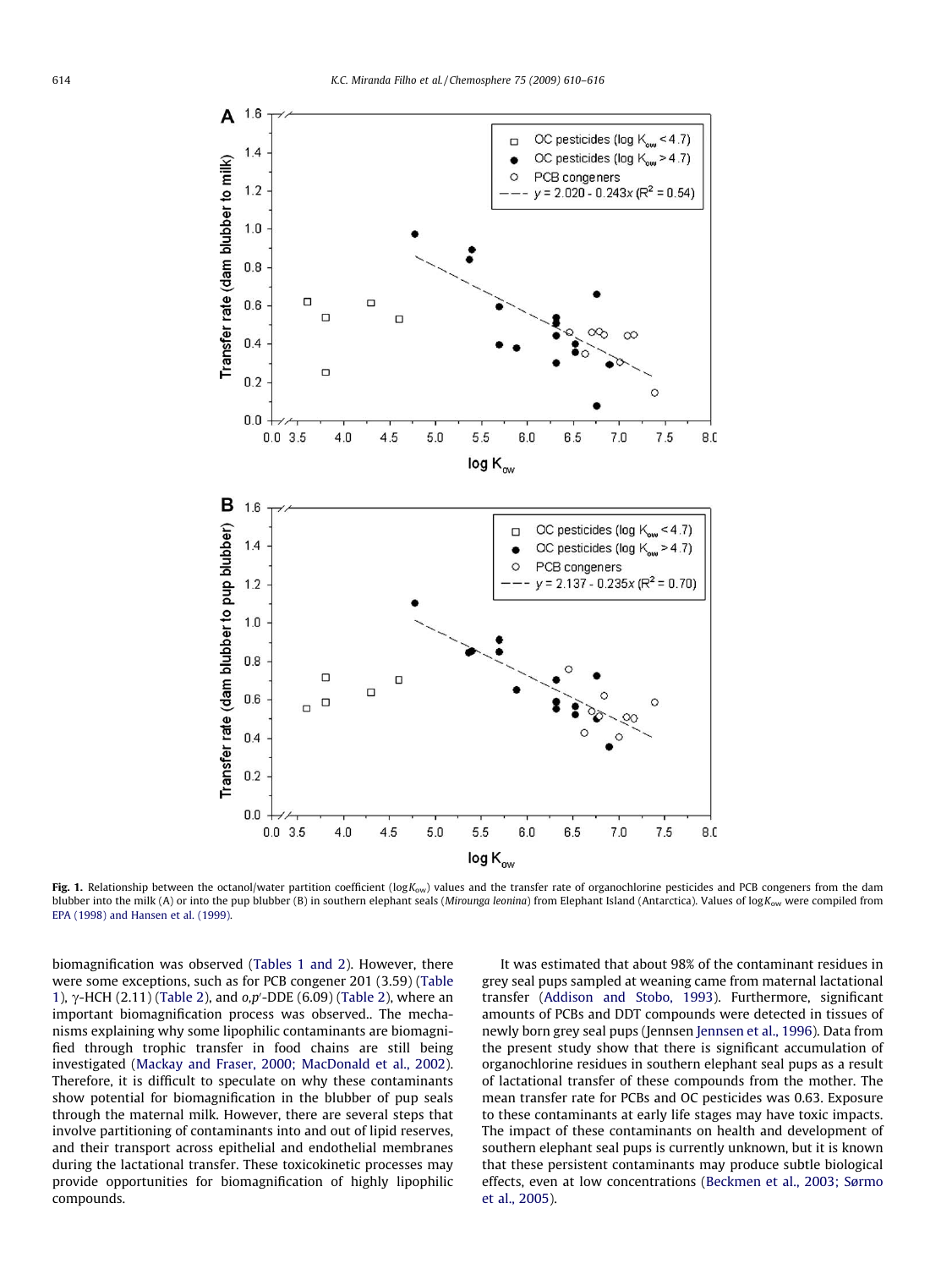Fig. 1. Relationship between the octanol/water partition coefficient (log$K_{ow}$) values and the transfer rate of organochlorine pesticides and PCB congeners from the dam blubber into the milk (A) or into the pup blubber (B) in southern elephant seals (*Mirounga leonina*) from Elephant Island (Antarctica). Values of log$K_{ow}$ were compiled from EPA (1998) and Hansen et al. (1999).

biomagnification was observed (Tables 1 and 2). However, there were some exceptions, such as for PCB congener 201 (3.59) (Table 1), γ-HCH (2.11) (Table 2), and *o,p′*-DDE (6.09) (Table 2), where an important biomagnification process was observed.. The mechanisms explaining why some lipophilic contaminants are biomagnified through trophic transfer in food chains are still being investigated (Mackay and Fraser, 2000; MacDonald et al., 2002). Therefore, it is difficult to speculate on why these contaminants show potential for biomagnification in the blubber of pup seals through the maternal milk. However, there are several steps that involve partitioning of contaminants into and out of lipid reserves, and their transport across epithelial and endothelial membranes during the lactational transfer. These toxicokinetic processes may provide opportunities for biomagnification of highly lipophilic compounds.

It was estimated that about 98% of the contaminant residues in grey seal pups sampled at weaning came from maternal lactational transfer (Addison and Stobo, 1993). Furthermore, significant amounts of PCBs and DDT compounds were detected in tissues of newly born grey seal pups (Jennsen Jennsen et al., 1996). Data from the present study show that there is significant accumulation of organochlorine residues in southern elephant seal pups as a result of lactational transfer of these compounds from the mother. The mean transfer rate for PCBs and OC pesticides was 0.63. Exposure to these contaminants at early life stages may have toxic impacts. The impact of these contaminants on health and development of southern elephant seal pups is currently unknown, but it is known that these persistent contaminants may produce subtle biological effects, even at low concentrations (Beckmen et al., 2003; Sørmo et al., 2005).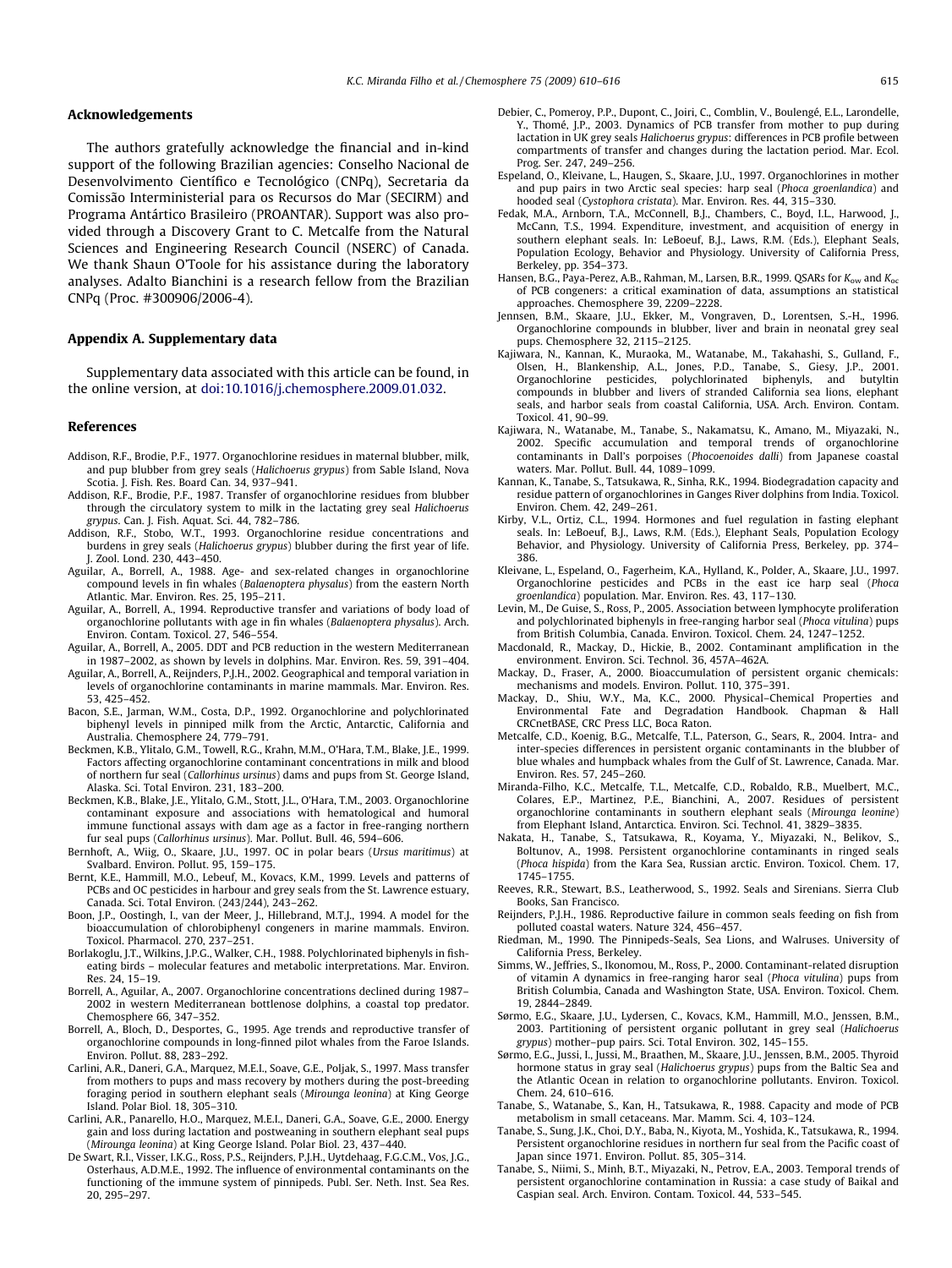## Acknowledgements

The authors gratefully acknowledge the financial and in-kind support of the following Brazilian agencies: Conselho Nacional de Desenvolvimento Científico e Tecnológico (CNPq), Secretaria da Comissão Interministerial para os Recursos do Mar (SECIRM) and Programa Antártico Brasileiro (PROANTAR). Support was also provided through a Discovery Grant to C. Metcalfe from the Natural Sciences and Engineering Research Council (NSERC) of Canada. We thank Shaun O'Toole for his assistance during the laboratory analyses. Adalto Bianchini is a research fellow from the Brazilian CNPq (Proc. #300906/2006-4).

## Appendix A. Supplementary data

Supplementary data associated with this article can be found, in the online version, at doi:10.1016/j.chemosphere.2009.01.032.

## References

Addison, R.F., Brodie, P.F., 1977. Organochlorine residues in maternal blubber, milk, and pup blubber from grey seals (*Halichoerus grypus*) from Sable Island, Nova Scotia. J. Fish. Res. Board Can. 34, 937–941.

Addison, R.F., Brodie, P.F., 1987. Transfer of organochlorine residues from blubber through the circulatory system to milk in the lactating grey seal *Halichoerus grypus*. Can. J. Fish. Aquat. Sci. 44, 782–786.

Addison, R.F., Stobo, W.T., 1993. Organochlorine residue concentrations and burdens in grey seals (*Halichoerus grypus*) blubber during the first year of life. J. Zool. Lond. 230, 443–450.

Aguilar, A., Borrell, A., 1988. Age- and sex-related changes in organochlorine compound levels in fin whales (*Balaenoptera physalus*) from the eastern North Atlantic. Mar. Environ. Res. 25, 195–211.

Aguilar, A., Borrell, A., 1994. Reproductive transfer and variations of body load of organochlorine pollutants with age in fin whales (*Balaenoptera physalus*). Arch. Environ. Contam. Toxicol. 27, 546–554.

Aguilar, A., Borrell, A., 2005. DDT and PCB reduction in the western Mediterranean in 1987–2002, as shown by levels in dolphins. Mar. Environ. Res. 59, 391–404.

Aguilar, A., Borrell, A., Reijnders, P.J.H., 2002. Geographical and temporal variation in levels of organochlorine contaminants in marine mammals. Mar. Environ. Res. 53, 425–452.

Bacon, S.E., Jarman, W.M., Costa, D.P., 1992. Organochlorine and polychlorinated biphenyl levels in pinniped milk from the Arctic, Antarctic, California and Australia. Chemosphere 24, 779–791.

Beckmen, K.B., Ylitalo, G.M., Towell, R.G., Krahn, M.M., O'Hara, T.M., Blake, J.E., 1999. Factors affecting organochlorine contaminant concentrations in milk and blood of northern fur seal (*Callorhinus ursinus*) dams and pups from St. George Island, Alaska. Sci. Total Environ. 231, 183–200.

Beckmen, K.B., Blake, J.E., Ylitalo, G.M., Stott, J.L., O'Hara, T.M., 2003. Organochlorine contaminant exposure and associations with hematological and humoral immune functional assays with dam age as a factor in free-ranging northern fur seal pups (*Callorhinus ursinus*). Mar. Pollut. Bull. 46, 594–606.

Bernhoft, A., Wiig, O., Skaare, J.U., 1997. OC in polar bears (*Ursus maritimus*) at Svalbard. Environ. Pollut. 95, 159–175.

Bernt, K.E., Hammill, M.O., Lebeuf, M., Kovacs, K.M., 1999. Levels and patterns of PCBs and OC pesticides in harbour and grey seals from the St. Lawrence estuary, Canada. Sci. Total Environ. (243/244), 243–262.

Boon, J.P., Oostingh, I., van der Meer, J., Hillebrand, M.T.J., 1994. A model for the bioaccumulation of chlorobiphenyl congeners in marine mammals. Environ. Toxicol. Pharmacol. 270, 237–251.

Borlakoglu, J.T., Wilkins, J.P.G., Walker, C.H., 1988. Polychlorinated biphenyls in fish-eating birds – molecular features and metabolic interpretations. Mar. Environ. Res. 24, 15–19.

Borrell, A., Aguilar, A., 2007. Organochlorine concentrations declined during 1987–2002 in western Mediterranean bottlenose dolphins, a coastal top predator. Chemosphere 66, 347–352.

Borrell, A., Bloch, D., Desportes, G., 1995. Age trends and reproductive transfer of organochlorine compounds in long-finned pilot whales from the Faroe Islands. Environ. Pollut. 88, 283–292.

Carlini, A.R., Daneri, G.A., Marquez, M.E.I., Soave, G.E., Poljak, S., 1997. Mass transfer from mothers to pups and mass recovery by mothers during the post-breeding foraging period in southern elephant seals (*Mirounga leonina*) at King George Island. Polar Biol. 18, 305–310.

Carlini, A.R., Panarello, H.O., Marquez, M.E.I., Daneri, G.A., Soave, G.E., 2000. Energy gain and loss during lactation and postweaning in southern elephant seal pups (*Mirounga leonina*) at King George Island. Polar Biol. 23, 437–440.

De Swart, R.I., Visser, I.K.G., Ross, P.S., Reijnders, P.J.H., Uytdehaag, F.G.C.M., Vos, J.G., Osterhaus, A.D.M.E., 1992. The influence of environmental contaminants on the functioning of the immune system of pinnipeds. Publ. Ser. Neth. Inst. Sea Res. 20, 295–297.

Debier, C., Pomeroy, P.P., Dupont, C., Joiri, C., Comblin, V., Boulengé, E.L., Larondelle, Y., Thomé, J.P., 2003. Dynamics of PCB transfer from mother to pup during lactation in UK grey seals *Halichoerus grypus*: differences in PCB profile between compartments of transfer and changes during the lactation period. Mar. Ecol. Prog. Ser. 247, 249–256.

Espeland, O., Kleivane, L., Haugen, S., Skaare, J.U., 1997. Organochlorines in mother and pup pairs in two Arctic seal species: harp seal (*Phoca groenlandica*) and hooded seal (*Cystophora cristata*). Mar. Environ. Res. 44, 315–330.

Fedak, M.A., Arnborn, T.A., McConnell, B.J., Chambers, C., Boyd, I.L., Harwood, J., McCann, T.S., 1994. Expenditure, investment, and acquisition of energy in southern elephant seals. In: LeBoeuf, B.J., Laws, R.M. (Eds.), Elephant Seals, Population Ecology, Behavior and Physiology. University of California Press, Berkeley, pp. 354–373.

Hansen, B.G., Paya-Perez, A.B., Rahman, M., Larsen, B.R., 1999. QSARs for $K_{ow}$ and $K_{oc}$ of PCB congeners: a critical examination of data, assumptions an statistical approaches. Chemosphere 39, 2209–2228.

Jennsen, B.M., Skaare, J.U., Ekker, M., Vongraven, D., Lorentsen, S.-H., 1996. Organochlorine compounds in blubber, liver and brain in neonatal grey seal pups. Chemosphere 32, 2115–2125.

Kajiwara, N., Kannan, K., Muraoka, M., Watanabe, M., Takahashi, S., Gulland, F., Olsen, H., Blankenship, A.L., Jones, P.D., Tanabe, S., Giesy, J.P., 2001. Organochlorine pesticides, polychlorinated biphenyls, and butyltin compounds in blubber and livers of stranded California sea lions, elephant seals, and harbor seals from coastal California, USA. Arch. Environ. Contam. Toxicol. 41, 90–99.

Kajiwara, N., Watanabe, M., Tanabe, S., Nakamatsu, K., Amano, M., Miyazaki, N., 2002. Specific accumulation and temporal trends of organochlorine contaminants in Dall's porpoises (*Phocoenoides dalli*) from Japanese coastal waters. Mar. Pollut. Bull. 44, 1089–1099.

Kannan, K., Tanabe, S., Tatsukawa, R., Sinha, R.K., 1994. Biodegradation capacity and residue pattern of organochlorines in Ganges River dolphins from India. Toxicol. Environ. Chem. 42, 249–261.

Kirby, V.L., Ortiz, C.L., 1994. Hormones and fuel regulation in fasting elephant seals. In: LeBoeuf, B.J., Laws, R.M. (Eds.), Elephant Seals, Population Ecology Behavior, and Physiology. University of California Press, Berkeley, pp. 374–386.

Kleivane, L., Espeland, O., Fagerheim, K.A., Hylland, K., Polder, A., Skaare, J.U., 1997. Organochlorine pesticides and PCBs in the east ice harp seal (*Phoca groenlandica*) population. Mar. Environ. Res. 43, 117–130.

Levin, M., De Guise, S., Ross, P., 2005. Association between lymphocyte proliferation and polychlorinated biphenyls in free-ranging harbor seal (*Phoca vitulina*) pups from British Columbia, Canada. Environ. Toxicol. Chem. 24, 1247–1252.

Macdonald, R., Mackay, D., Hickie, B., 2002. Contaminant amplification in the environment. Environ. Sci. Technol. 36, 457A–462A.

Mackay, D., Fraser, A., 2000. Bioaccumulation of persistent organic chemicals: mechanisms and models. Environ. Pollut. 110, 375–391.

Mackay, D., Shiu, W.Y., Ma, K.C., 2000. Physical–Chemical Properties and Environmental Fate and Degradation Handbook. Chapman & Hall CRCnetBASE, CRC Press LLC, Boca Raton.

Metcalfe, C.D., Koenig, B.G., Metcalfe, T.L., Paterson, G., Sears, R., 2004. Intra- and inter-species differences in persistent organic contaminants in the blubber of blue whales and humpback whales from the Gulf of St. Lawrence, Canada. Mar. Environ. Res. 57, 245–260.

Miranda-Filho, K.C., Metcalfe, T.L., Metcalfe, C.D., Robaldo, R.B., Muelbert, M.C., Colares, E.P., Martinez, P.E., Bianchini, A., 2007. Residues of persistent organochlorine contaminants in southern elephant seals (*Mirounga leonine*) from Elephant Island, Antarctica. Environ. Sci. Technol. 41, 3829–3835.

Nakata, H., Tanabe, S., Tatsukawa, R., Koyama, Y., Miyazaki, N., Belikov, S., Boltunov, A., 1998. Persistent organochlorine contaminants in ringed seals (*Phoca hispida*) from the Kara Sea, Russian arctic. Environ. Toxicol. Chem. 17, 1745–1755.

Reeves, R.R., Stewart, B.S., Leatherwood, S., 1992. Seals and Sirenians. Sierra Club Books, San Francisco.

Reijnders, P.J.H., 1986. Reproductive failure in common seals feeding on fish from polluted coastal waters. Nature 324, 456–457.

Riedman, M., 1990. The Pinnipeds-Seals, Sea Lions, and Walruses. University of California Press, Berkeley.

Simms, W., Jeffries, S., Ikonomou, M., Ross, P., 2000. Contaminant-related disruption of vitamin A dynamics in free-ranging haror seal (*Phoca vitulina*) pups from British Columbia, Canada and Washington State, USA. Environ. Toxicol. Chem. 19, 2844–2849.

Sørmo, E.G., Skaare, J.U., Lydersen, C., Kovacs, K.M., Hammill, M.O., Jenssen, B.M., 2003. Partitioning of persistent organic pollutant in grey seal (*Halichoerus grypus*) mother–pup pairs. Sci. Total Environ. 302, 145–155.

Sørmo, E.G., Jussi, I., Jussi, M., Braathen, M., Skaare, J.U., Jenssen, B.M., 2005. Thyroid hormone status in gray seal (*Halichoerus grypus*) pups from the Baltic Sea and the Atlantic Ocean in relation to organochlorine pollutants. Environ. Toxicol. Chem. 24, 610–616.

Tanabe, S., Watanabe, S., Kan, H., Tatsukawa, R., 1988. Capacity and mode of PCB metabolism in small cetaceans. Mar. Mamm. Sci. 4, 103–124.

Tanabe, S., Sung, J.K., Choi, D.Y., Baba, N., Kiyota, M., Yoshida, K., Tatsukawa, R., 1994. Persistent organochlorine residues in northern fur seal from the Pacific coast of Japan since 1971. Environ. Pollut. 85, 305–314.

Tanabe, S., Niimi, S., Minh, B.T., Miyazaki, N., Petrov, E.A., 2003. Temporal trends of persistent organochlorine contamination in Russia: a case study of Baikal and Caspian seal. Arch. Environ. Contam. Toxicol. 44, 533–545.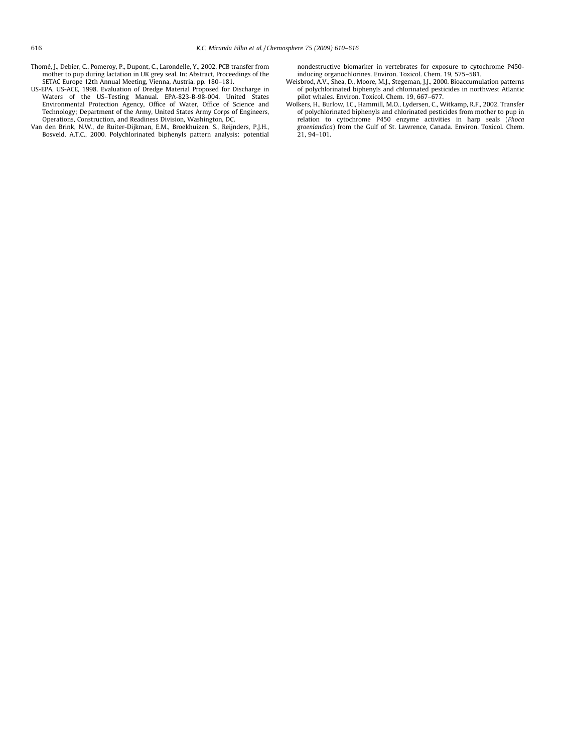Thomé, J., Debier, C., Pomeroy, P., Dupont, C., Larondelle, Y., 2002. PCB transfer from mother to pup during lactation in UK grey seal. In: Abstract, Proceedings of the SETAC Europe 12th Annual Meeting, Vienna, Austria, pp. 180–181.

US-EPA, US-ACE, 1998. Evaluation of Dredge Material Proposed for Discharge in Waters of the US–Testing Manual. EPA-823-B-98-004. United States Environmental Protection Agency, Office of Water, Office of Science and Technology; Department of the Army, United States Army Corps of Engineers, Operations, Construction, and Readiness Division, Washington, DC.

Van den Brink, N.W., de Ruiter-Dijkman, E.M., Broekhuizen, S., Reijnders, P.J.H., Bosveld, A.T.C., 2000. Polychlorinated biphenyls pattern analysis: potential nondestructive biomarker in vertebrates for exposure to cytochrome P450-inducing organochlorines. Environ. Toxicol. Chem. 19, 575–581.

Weisbrod, A.V., Shea, D., Moore, M.J., Stegeman, J.J., 2000. Bioaccumulation patterns of polychlorinated biphenyls and chlorinated pesticides in northwest Atlantic pilot whales. Environ. Toxicol. Chem. 19, 667–677.

Wolkers, H., Burlow, I.C., Hammill, M.O., Lydersen, C., Witkamp, R.F., 2002. Transfer of polychlorinated biphenyls and chlorinated pesticides from mother to pup in relation to cytochrome P450 enzyme activities in harp seals (*Phoca groenlandica*) from the Gulf of St. Lawrence, Canada. Environ. Toxicol. Chem. 21, 94–101.